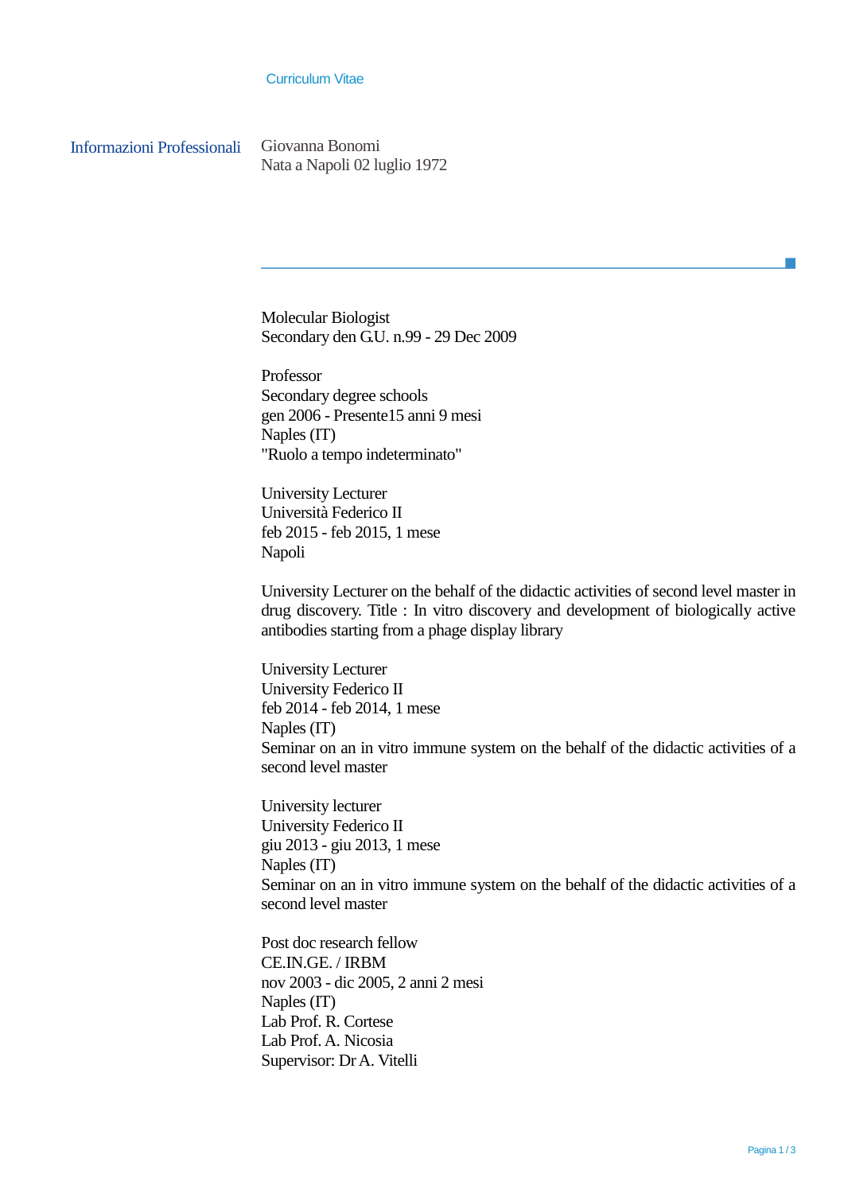# Curriculum Vitae

## Informazioni Professionali

Giovanna Bonomi
Nata a Napoli 02 luglio 1972

---

Molecular Biologist
Secondary den G.U. n.99 - 29 Dec 2009

Professor
Secondary degree schools
gen 2006 - Presente15 anni 9 mesi
Naples (IT)
"Ruolo a tempo indeterminato"

University Lecturer
Università Federico II
feb 2015 - feb 2015, 1 mese
Napoli

University Lecturer on the behalf of the didactic activities of second level master in drug discovery. Title : In vitro discovery and development of biologically active antibodies starting from a phage display library

University Lecturer
University Federico II
feb 2014 - feb 2014, 1 mese
Naples (IT)
Seminar on an in vitro immune system on the behalf of the didactic activities of a second level master

University lecturer
University Federico II
giu 2013 - giu 2013, 1 mese
Naples (IT)
Seminar on an in vitro immune system on the behalf of the didactic activities of a second level master

Post doc research fellow
CE.IN.GE. / IRBM
nov 2003 - dic 2005, 2 anni 2 mesi
Naples (IT)
Lab Prof. R. Cortese
Lab Prof. A. Nicosia
Supervisor: Dr A. Vitelli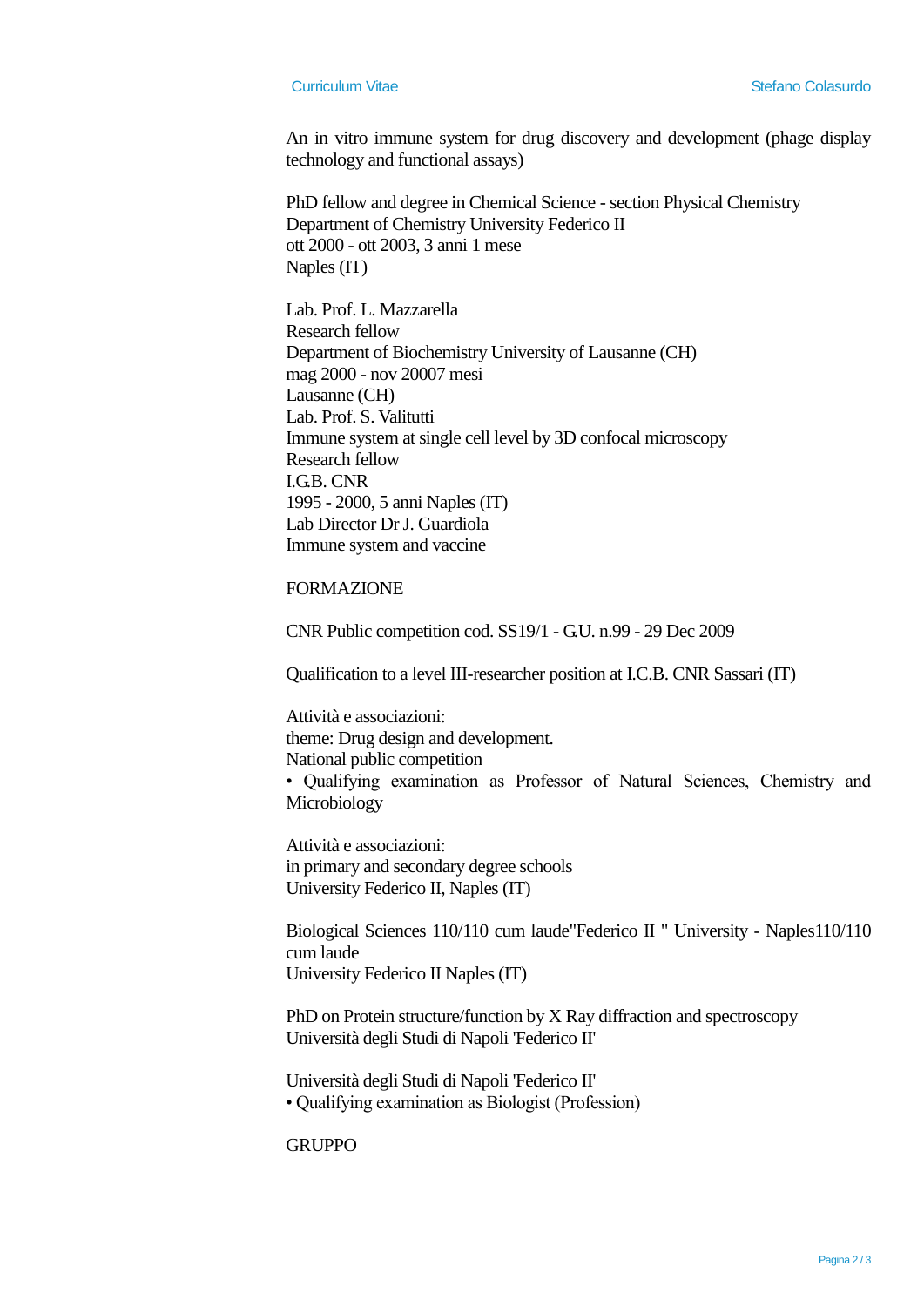An in vitro immune system for drug discovery and development (phage display technology and functional assays)

PhD fellow and degree in Chemical Science - section Physical Chemistry
Department of Chemistry University Federico II
ott 2000 - ott 2003, 3 anni 1 mese
Naples (IT)

Lab. Prof. L. Mazzarella
Research fellow
Department of Biochemistry University of Lausanne (CH)
mag 2000 - nov 20007 mesi
Lausanne (CH)
Lab. Prof. S. Valitutti
Immune system at single cell level by 3D confocal microscopy
Research fellow
I.G.B. CNR
1995 - 2000, 5 anni Naples (IT)
Lab Director Dr J. Guardiola
Immune system and vaccine

FORMAZIONE

CNR Public competition cod. SS19/1 - G.U. n.99 - 29 Dec 2009

Qualification to a level III-researcher position at I.C.B. CNR Sassari (IT)

Attività e associazioni:
theme: Drug design and development.
National public competition
• Qualifying examination as Professor of Natural Sciences, Chemistry and Microbiology

Attività e associazioni:
in primary and secondary degree schools
University Federico II, Naples (IT)

Biological Sciences 110/110 cum laude"Federico II " University - Naples110/110 cum laude
University Federico II Naples (IT)

PhD on Protein structure/function by X Ray diffraction and spectroscopy
Università degli Studi di Napoli 'Federico II'

Università degli Studi di Napoli 'Federico II'
• Qualifying examination as Biologist (Profession)

GRUPPO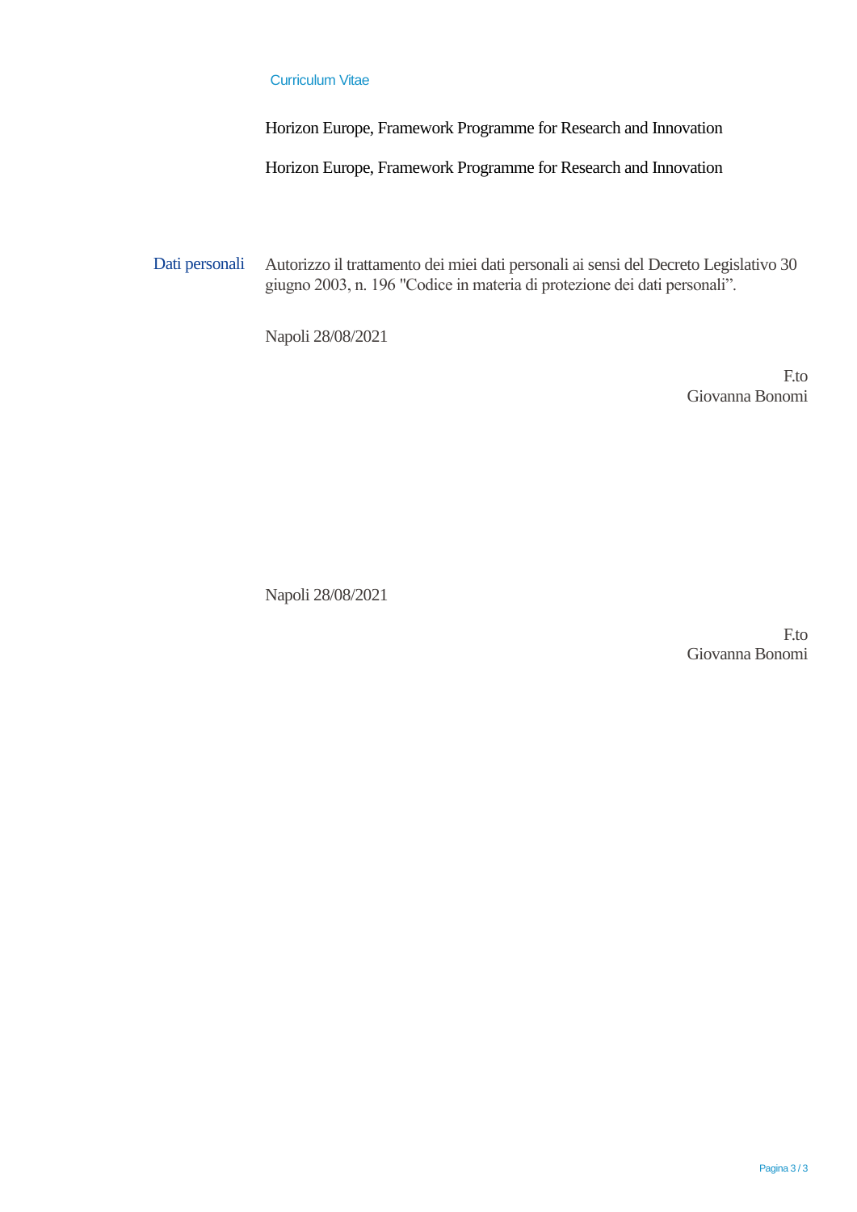Horizon Europe, Framework Programme for Research and Innovation

Horizon Europe, Framework Programme for Research and Innovation

**Dati personali**

Autorizzo il trattamento dei miei dati personali ai sensi del Decreto Legislativo 30 giugno 2003, n. 196 "Codice in materia di protezione dei dati personali".

Napoli 28/08/2021

F.to
Giovanna Bonomi

Napoli 28/08/2021

F.to
Giovanna Bonomi